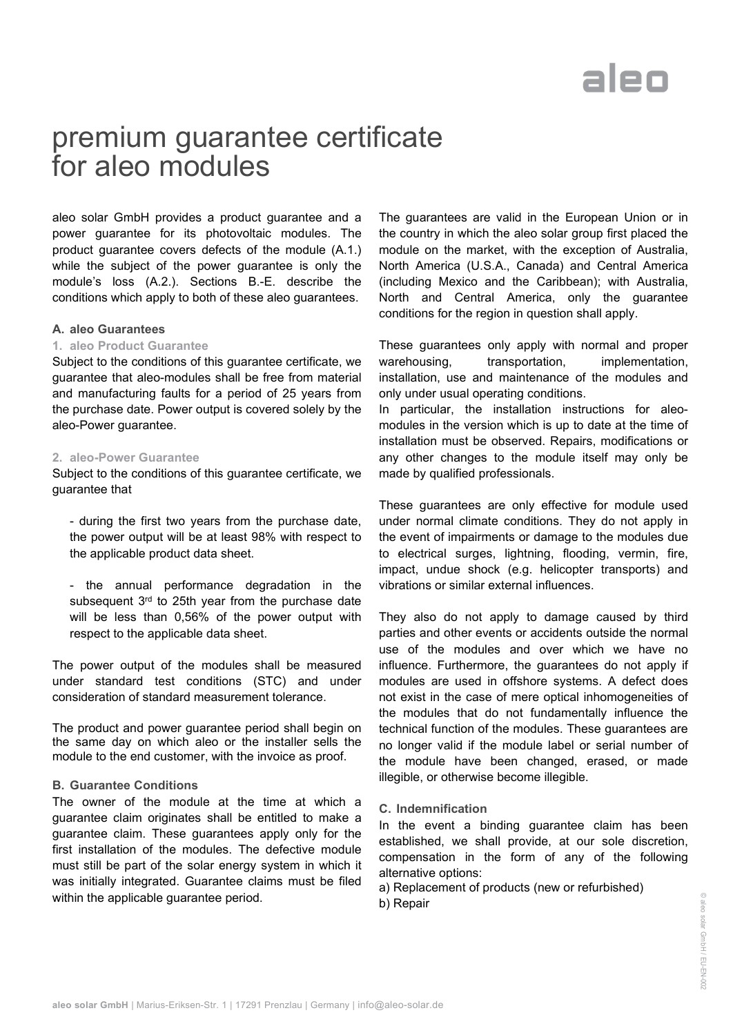# premium guarantee certificate for aleo modules

aleo solar GmbH provides a product guarantee and a power guarantee for its photovoltaic modules. The product guarantee covers defects of the module (A.1.) while the subject of the power guarantee is only the module's loss (A.2.). Sections B.-E. describe the conditions which apply to both of these aleo guarantees.

### A. aleo Guarantees

#### 1. aleo Product Guarantee

Subject to the conditions of this guarantee certificate, we guarantee that aleo-modules shall be free from material and manufacturing faults for a period of 25 years from the purchase date. Power output is covered solely by the aleo-Power guarantee.

#### 2. aleo-Power Guarantee

Subject to the conditions of this guarantee certificate, we guarantee that

- during the first two years from the purchase date, the power output will be at least 98% with respect to the applicable product data sheet.

- the annual performance degradation in the subsequent 3rd to 25th year from the purchase date will be less than 0,56% of the power output with respect to the applicable data sheet.

The power output of the modules shall be measured under standard test conditions (STC) and under consideration of standard measurement tolerance.

The product and power guarantee period shall begin on the same day on which aleo or the installer sells the module to the end customer, with the invoice as proof.

### B. Guarantee Conditions

The owner of the module at the time at which a guarantee claim originates shall be entitled to make a guarantee claim. These guarantees apply only for the first installation of the modules. The defective module must still be part of the solar energy system in which it was initially integrated. Guarantee claims must be filed within the applicable guarantee period.

The guarantees are valid in the European Union or in the country in which the aleo solar group first placed the module on the market, with the exception of Australia, North America (U.S.A., Canada) and Central America (including Mexico and the Caribbean); with Australia, North and Central America, only the guarantee conditions for the region in question shall apply.

These guarantees only apply with normal and proper warehousing, transportation, implementation, installation, use and maintenance of the modules and only under usual operating conditions.
In particular, the installation instructions for aleo-modules in the version which is up to date at the time of installation must be observed. Repairs, modifications or any other changes to the module itself may only be made by qualified professionals.

These guarantees are only effective for module used under normal climate conditions. They do not apply in the event of impairments or damage to the modules due to electrical surges, lightning, flooding, vermin, fire, impact, undue shock (e.g. helicopter transports) and vibrations or similar external influences.

They also do not apply to damage caused by third parties and other events or accidents outside the normal use of the modules and over which we have no influence. Furthermore, the guarantees do not apply if modules are used in offshore systems. A defect does not exist in the case of mere optical inhomogeneities of the modules that do not fundamentally influence the technical function of the modules. These guarantees are no longer valid if the module label or serial number of the module have been changed, erased, or made illegible, or otherwise become illegible.

### C. Indemnification

In the event a binding guarantee claim has been established, we shall provide, at our sole discretion, compensation in the form of any of the following alternative options:

a) Replacement of products (new or refurbished)
b) Repair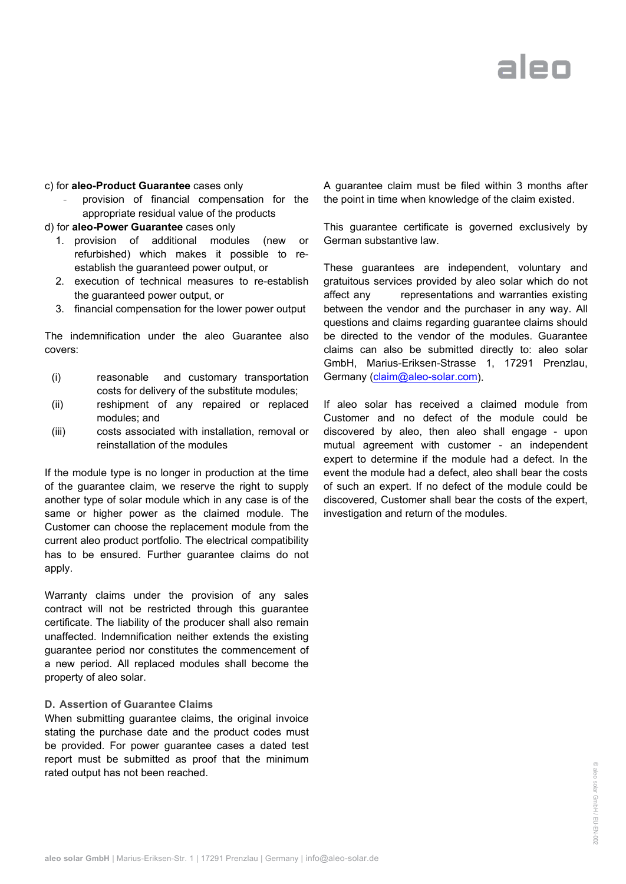c) for **aleo-Product Guarantee** cases only

- provision of financial compensation for the appropriate residual value of the products

d) for **aleo-Power Guarantee** cases only

1. provision of additional modules (new or refurbished) which makes it possible to re-establish the guaranteed power output, or
2. execution of technical measures to re-establish the guaranteed power output, or
3. financial compensation for the lower power output

The indemnification under the aleo Guarantee also covers:

(i) reasonable and customary transportation costs for delivery of the substitute modules;
(ii) reshipment of any repaired or replaced modules; and
(iii) costs associated with installation, removal or reinstallation of the modules

If the module type is no longer in production at the time of the guarantee claim, we reserve the right to supply another type of solar module which in any case is of the same or higher power as the claimed module. The Customer can choose the replacement module from the current aleo product portfolio. The electrical compatibility has to be ensured. Further guarantee claims do not apply.

Warranty claims under the provision of any sales contract will not be restricted through this guarantee certificate. The liability of the producer shall also remain unaffected. Indemnification neither extends the existing guarantee period nor constitutes the commencement of a new period. All replaced modules shall become the property of aleo solar.

### D. Assertion of Guarantee Claims

When submitting guarantee claims, the original invoice stating the purchase date and the product codes must be provided. For power guarantee cases a dated test report must be submitted as proof that the minimum rated output has not been reached.

A guarantee claim must be filed within 3 months after the point in time when knowledge of the claim existed.

This guarantee certificate is governed exclusively by German substantive law.

These guarantees are independent, voluntary and gratuitous services provided by aleo solar which do not affect any representations and warranties existing between the vendor and the purchaser in any way. All questions and claims regarding guarantee claims should be directed to the vendor of the modules. Guarantee claims can also be submitted directly to: aleo solar GmbH, Marius-Eriksen-Strasse 1, 17291 Prenzlau, Germany (claim@aleo-solar.com).

If aleo solar has received a claimed module from Customer and no defect of the module could be discovered by aleo, then aleo shall engage - upon mutual agreement with customer - an independent expert to determine if the module had a defect. In the event the module had a defect, aleo shall bear the costs of such an expert. If no defect of the module could be discovered, Customer shall bear the costs of the expert, investigation and return of the modules.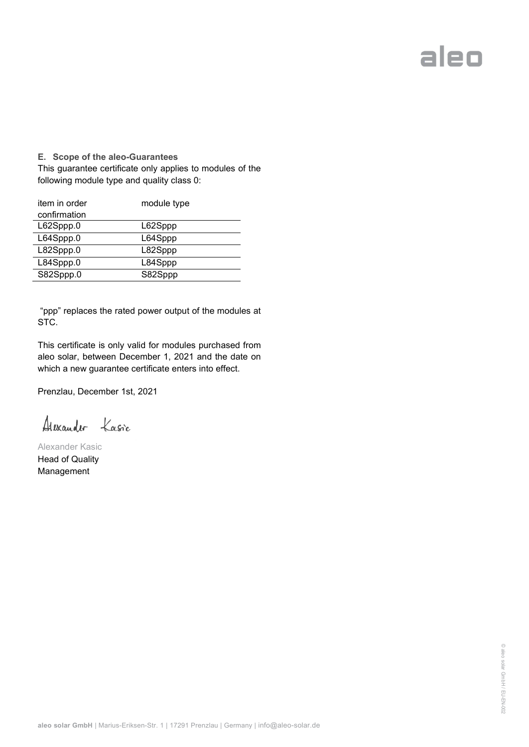## E. Scope of the aleo-Guarantees

This guarantee certificate only applies to modules of the following module type and quality class 0:

| item in order confirmation | module type |
|---|---|
| L62Sppp.0 | L62Sppp |
| L64Sppp.0 | L64Sppp |
| L82Sppp.0 | L82Sppp |
| L84Sppp.0 | L84Sppp |
| S82Sppp.0 | S82Sppp |

"ppp" replaces the rated power output of the modules at STC.

This certificate is only valid for modules purchased from aleo solar, between December 1, 2021 and the date on which a new guarantee certificate enters into effect.

Prenzlau, December 1st, 2021

Alexander Kasic

Alexander Kasic
Head of Quality Management